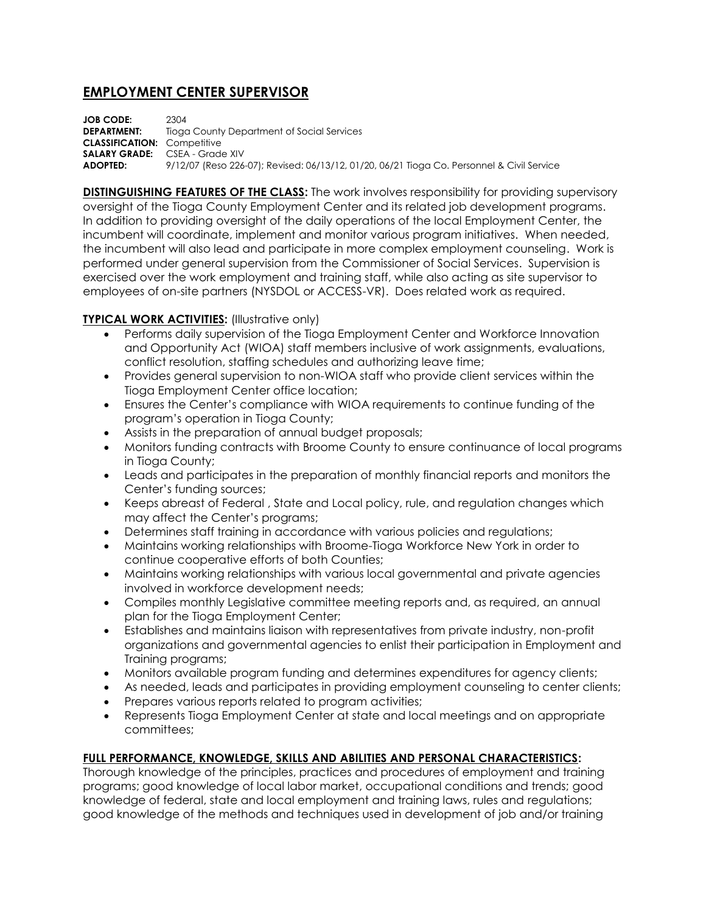# EMPLOYMENT CENTER SUPERVISOR

**JOB CODE:** 2304
**DEPARTMENT:** Tioga County Department of Social Services
**CLASSIFICATION:** Competitive
**SALARY GRADE:** CSEA - Grade XIV
**ADOPTED:** 9/12/07 (Reso 226-07); Revised: 06/13/12, 01/20, 06/21 Tioga Co. Personnel & Civil Service

**DISTINGUISHING FEATURES OF THE CLASS:** The work involves responsibility for providing supervisory oversight of the Tioga County Employment Center and its related job development programs. In addition to providing oversight of the daily operations of the local Employment Center, the incumbent will coordinate, implement and monitor various program initiatives. When needed, the incumbent will also lead and participate in more complex employment counseling. Work is performed under general supervision from the Commissioner of Social Services. Supervision is exercised over the work employment and training staff, while also acting as site supervisor to employees of on-site partners (NYSDOL or ACCESS-VR). Does related work as required.

**TYPICAL WORK ACTIVITIES:** (Illustrative only)

- Performs daily supervision of the Tioga Employment Center and Workforce Innovation and Opportunity Act (WIOA) staff members inclusive of work assignments, evaluations, conflict resolution, staffing schedules and authorizing leave time;
- Provides general supervision to non-WIOA staff who provide client services within the Tioga Employment Center office location;
- Ensures the Center's compliance with WIOA requirements to continue funding of the program's operation in Tioga County;
- Assists in the preparation of annual budget proposals;
- Monitors funding contracts with Broome County to ensure continuance of local programs in Tioga County;
- Leads and participates in the preparation of monthly financial reports and monitors the Center's funding sources;
- Keeps abreast of Federal , State and Local policy, rule, and regulation changes which may affect the Center's programs;
- Determines staff training in accordance with various policies and regulations;
- Maintains working relationships with Broome-Tioga Workforce New York in order to continue cooperative efforts of both Counties;
- Maintains working relationships with various local governmental and private agencies involved in workforce development needs;
- Compiles monthly Legislative committee meeting reports and, as required, an annual plan for the Tioga Employment Center;
- Establishes and maintains liaison with representatives from private industry, non-profit organizations and governmental agencies to enlist their participation in Employment and Training programs;
- Monitors available program funding and determines expenditures for agency clients;
- As needed, leads and participates in providing employment counseling to center clients;
- Prepares various reports related to program activities;
- Represents Tioga Employment Center at state and local meetings and on appropriate committees;

**FULL PERFORMANCE, KNOWLEDGE, SKILLS AND ABILITIES AND PERSONAL CHARACTERISTICS:**
Thorough knowledge of the principles, practices and procedures of employment and training programs; good knowledge of local labor market, occupational conditions and trends; good knowledge of federal, state and local employment and training laws, rules and regulations; good knowledge of the methods and techniques used in development of job and/or training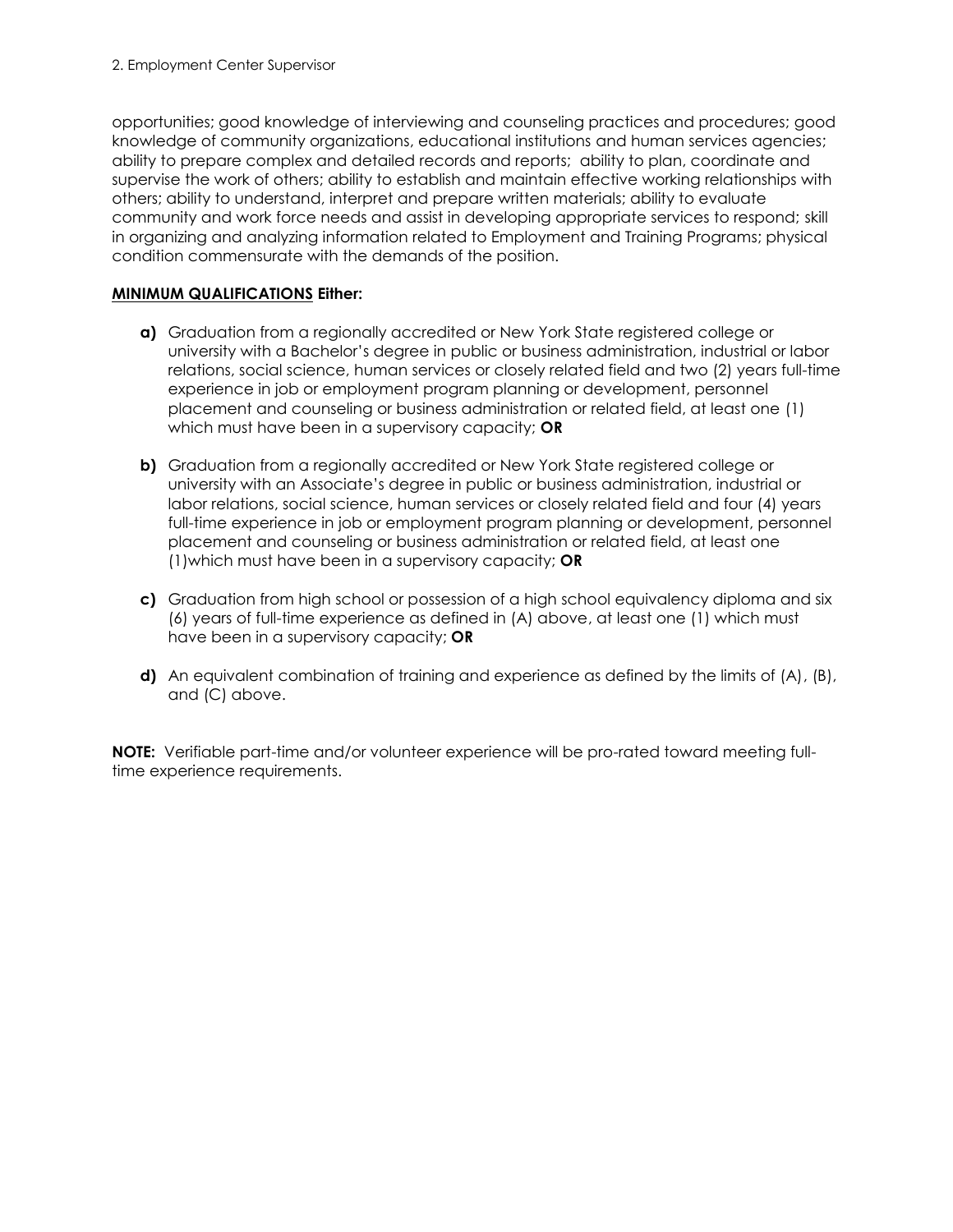opportunities; good knowledge of interviewing and counseling practices and procedures; good knowledge of community organizations, educational institutions and human services agencies; ability to prepare complex and detailed records and reports; ability to plan, coordinate and supervise the work of others; ability to establish and maintain effective working relationships with others; ability to understand, interpret and prepare written materials; ability to evaluate community and work force needs and assist in developing appropriate services to respond; skill in organizing and analyzing information related to Employment and Training Programs; physical condition commensurate with the demands of the position.

**MINIMUM QUALIFICATIONS Either:**

- **a)** Graduation from a regionally accredited or New York State registered college or university with a Bachelor's degree in public or business administration, industrial or labor relations, social science, human services or closely related field and two (2) years full-time experience in job or employment program planning or development, personnel placement and counseling or business administration or related field, at least one (1) which must have been in a supervisory capacity; **OR**

- **b)** Graduation from a regionally accredited or New York State registered college or university with an Associate's degree in public or business administration, industrial or labor relations, social science, human services or closely related field and four (4) years full-time experience in job or employment program planning or development, personnel placement and counseling or business administration or related field, at least one (1)which must have been in a supervisory capacity; **OR**

- **c)** Graduation from high school or possession of a high school equivalency diploma and six (6) years of full-time experience as defined in (A) above, at least one (1) which must have been in a supervisory capacity; **OR**

- **d)** An equivalent combination of training and experience as defined by the limits of (A), (B), and (C) above.

**NOTE:** Verifiable part-time and/or volunteer experience will be pro-rated toward meeting full-time experience requirements.